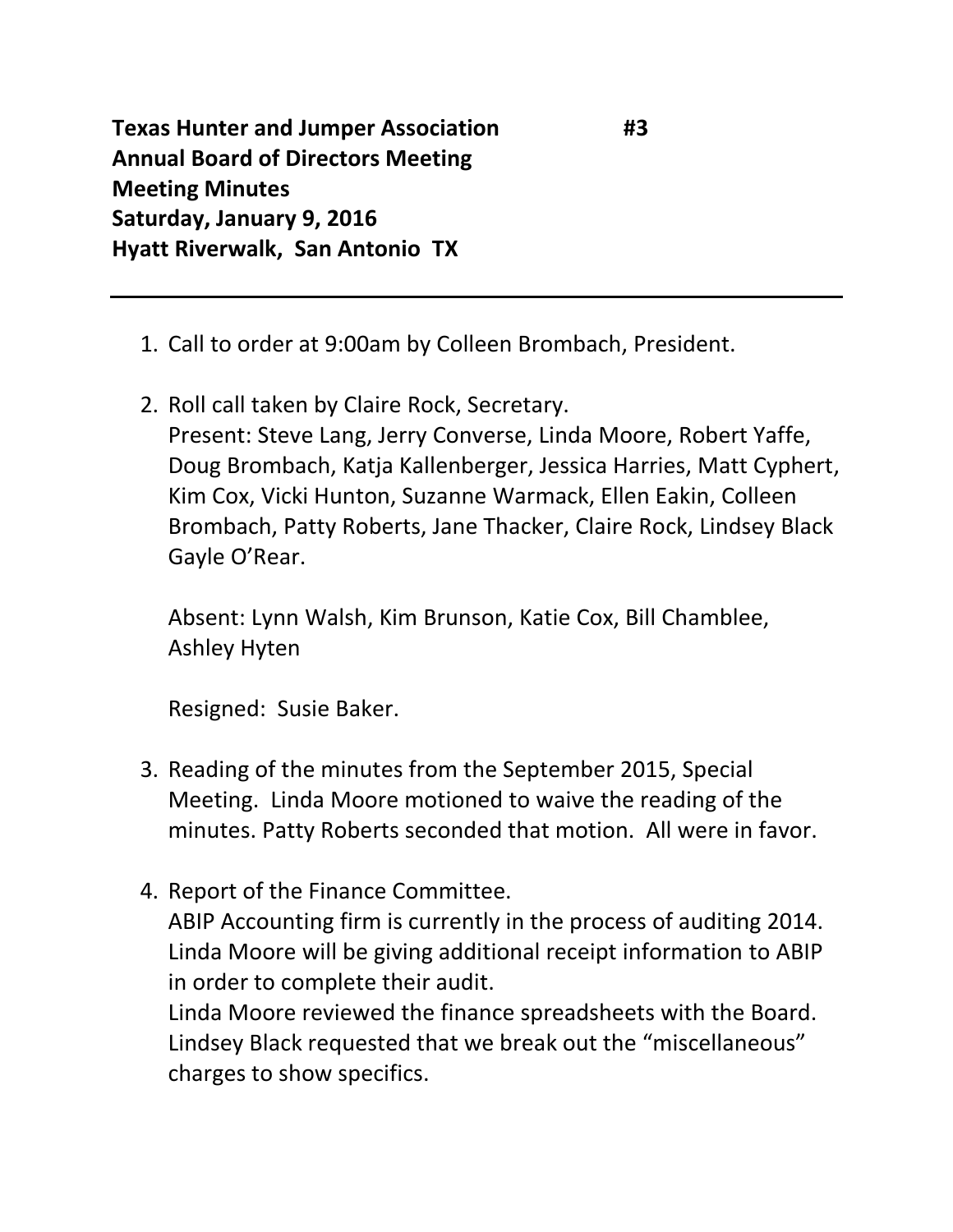**Texas Hunter and Jumper Association #3**
**Annual Board of Directors Meeting**
**Meeting Minutes**
**Saturday, January 9, 2016**
**Hyatt Riverwalk, San Antonio TX**

---

1. Call to order at 9:00am by Colleen Brombach, President.

2. Roll call taken by Claire Rock, Secretary.
   Present: Steve Lang, Jerry Converse, Linda Moore, Robert Yaffe, Doug Brombach, Katja Kallenberger, Jessica Harries, Matt Cyphert, Kim Cox, Vicki Hunton, Suzanne Warmack, Ellen Eakin, Colleen Brombach, Patty Roberts, Jane Thacker, Claire Rock, Lindsey Black Gayle O'Rear.

   Absent: Lynn Walsh, Kim Brunson, Katie Cox, Bill Chamblee, Ashley Hyten

   Resigned: Susie Baker.

3. Reading of the minutes from the September 2015, Special Meeting. Linda Moore motioned to waive the reading of the minutes. Patty Roberts seconded that motion. All were in favor.

4. Report of the Finance Committee.
   ABIP Accounting firm is currently in the process of auditing 2014. Linda Moore will be giving additional receipt information to ABIP in order to complete their audit.
   Linda Moore reviewed the finance spreadsheets with the Board. Lindsey Black requested that we break out the "miscellaneous" charges to show specifics.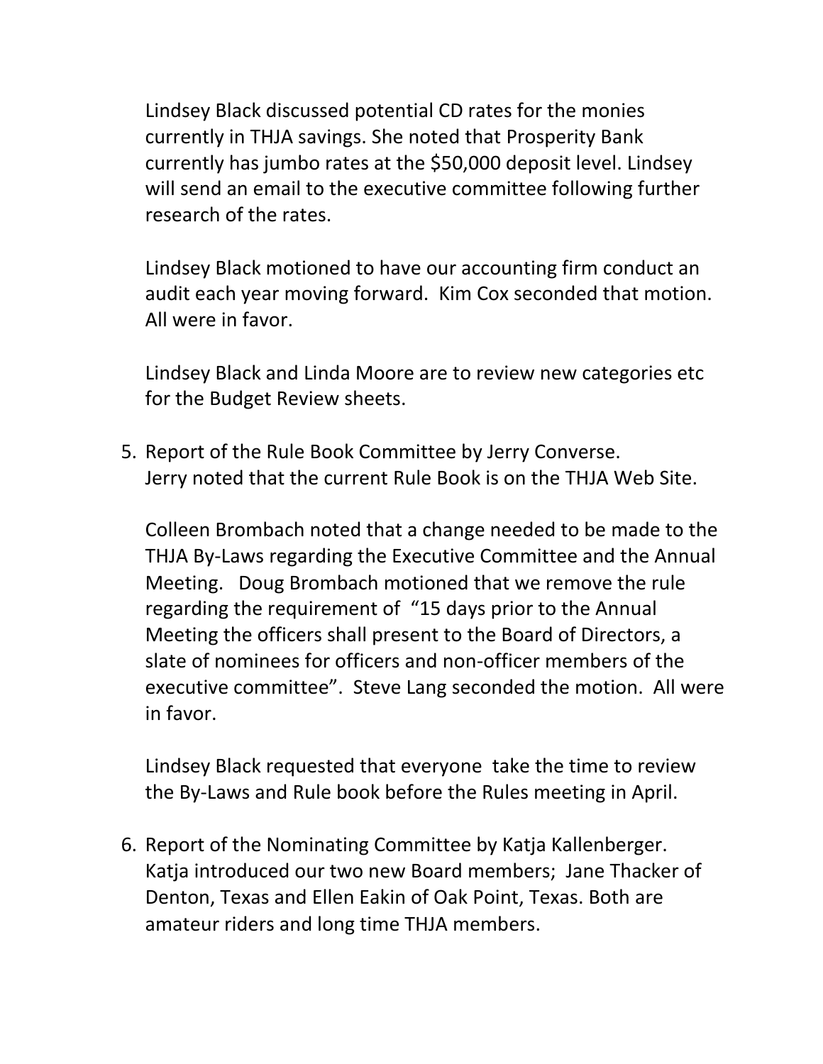Lindsey Black discussed potential CD rates for the monies currently in THJA savings. She noted that Prosperity Bank currently has jumbo rates at the $50,000 deposit level. Lindsey will send an email to the executive committee following further research of the rates.

Lindsey Black motioned to have our accounting firm conduct an audit each year moving forward. Kim Cox seconded that motion. All were in favor.

Lindsey Black and Linda Moore are to review new categories etc for the Budget Review sheets.

5. Report of the Rule Book Committee by Jerry Converse.
   Jerry noted that the current Rule Book is on the THJA Web Site.

   Colleen Brombach noted that a change needed to be made to the THJA By-Laws regarding the Executive Committee and the Annual Meeting. Doug Brombach motioned that we remove the rule regarding the requirement of "15 days prior to the Annual Meeting the officers shall present to the Board of Directors, a slate of nominees for officers and non-officer members of the executive committee". Steve Lang seconded the motion. All were in favor.

   Lindsey Black requested that everyone take the time to review the By-Laws and Rule book before the Rules meeting in April.

6. Report of the Nominating Committee by Katja Kallenberger.
   Katja introduced our two new Board members; Jane Thacker of Denton, Texas and Ellen Eakin of Oak Point, Texas. Both are amateur riders and long time THJA members.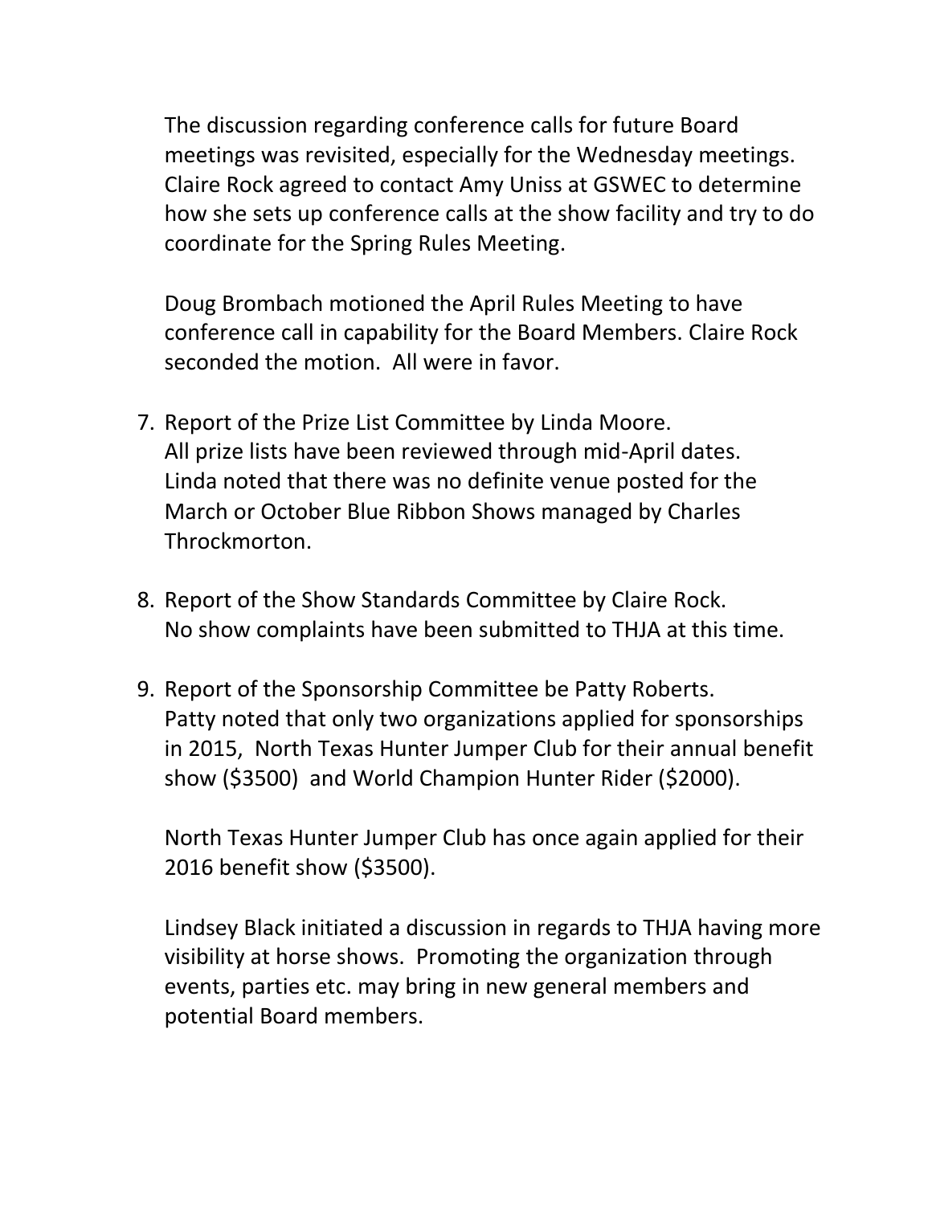The discussion regarding conference calls for future Board meetings was revisited, especially for the Wednesday meetings. Claire Rock agreed to contact Amy Uniss at GSWEC to determine how she sets up conference calls at the show facility and try to do coordinate for the Spring Rules Meeting.

Doug Brombach motioned the April Rules Meeting to have conference call in capability for the Board Members. Claire Rock seconded the motion. All were in favor.

7. Report of the Prize List Committee by Linda Moore.
   All prize lists have been reviewed through mid-April dates. Linda noted that there was no definite venue posted for the March or October Blue Ribbon Shows managed by Charles Throckmorton.

8. Report of the Show Standards Committee by Claire Rock.
   No show complaints have been submitted to THJA at this time.

9. Report of the Sponsorship Committee be Patty Roberts.
   Patty noted that only two organizations applied for sponsorships in 2015, North Texas Hunter Jumper Club for their annual benefit show ($3500) and World Champion Hunter Rider ($2000).

   North Texas Hunter Jumper Club has once again applied for their 2016 benefit show ($3500).

   Lindsey Black initiated a discussion in regards to THJA having more visibility at horse shows. Promoting the organization through events, parties etc. may bring in new general members and potential Board members.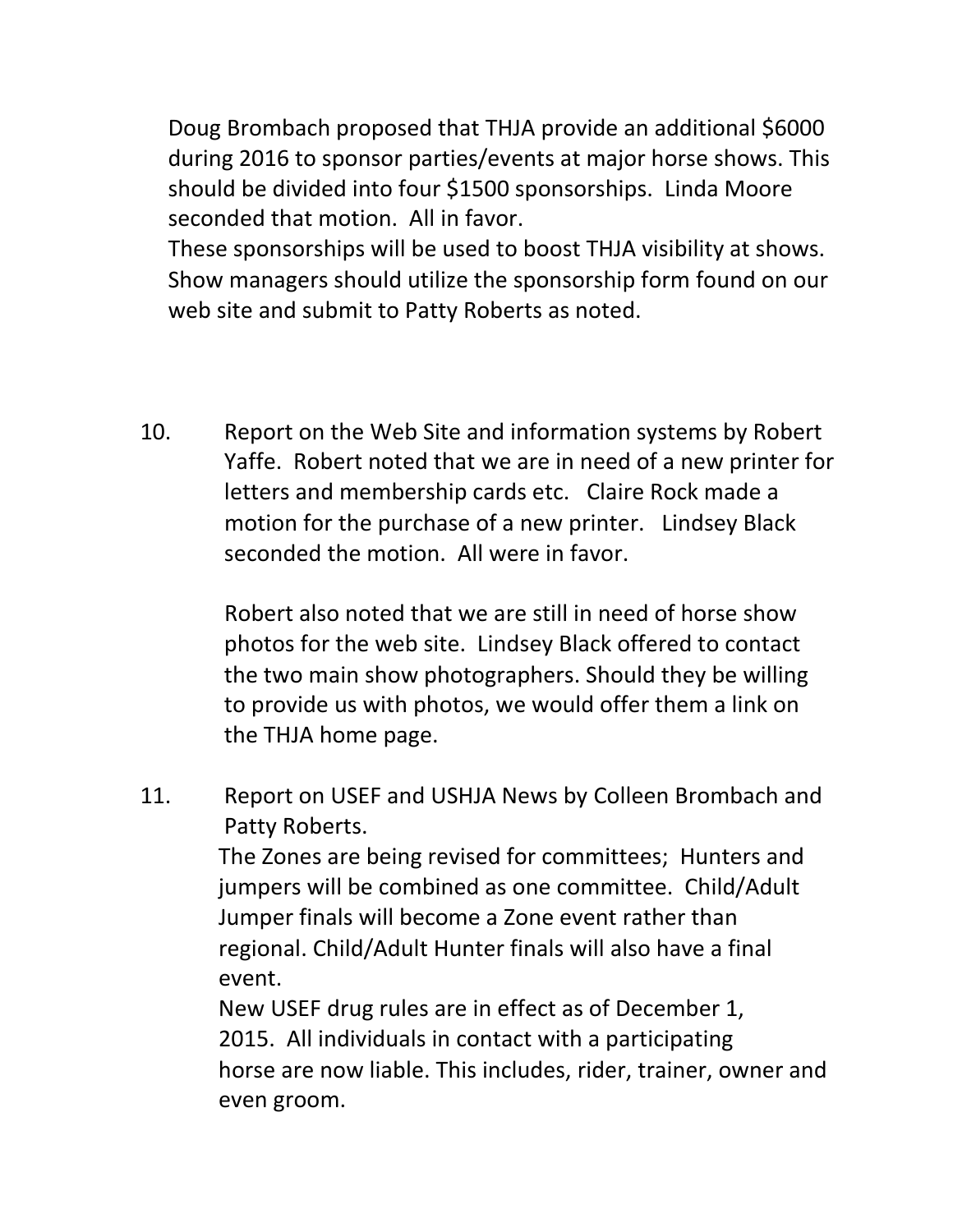Doug Brombach proposed that THJA provide an additional $6000 during 2016 to sponsor parties/events at major horse shows. This should be divided into four $1500 sponsorships. Linda Moore seconded that motion. All in favor.
These sponsorships will be used to boost THJA visibility at shows. Show managers should utilize the sponsorship form found on our web site and submit to Patty Roberts as noted.

10. Report on the Web Site and information systems by Robert Yaffe. Robert noted that we are in need of a new printer for letters and membership cards etc. Claire Rock made a motion for the purchase of a new printer. Lindsey Black seconded the motion. All were in favor.

    Robert also noted that we are still in need of horse show photos for the web site. Lindsey Black offered to contact the two main show photographers. Should they be willing to provide us with photos, we would offer them a link on the THJA home page.

11. Report on USEF and USHJA News by Colleen Brombach and Patty Roberts.
    The Zones are being revised for committees; Hunters and jumpers will be combined as one committee. Child/Adult Jumper finals will become a Zone event rather than regional. Child/Adult Hunter finals will also have a final event.
    New USEF drug rules are in effect as of December 1, 2015. All individuals in contact with a participating horse are now liable. This includes, rider, trainer, owner and even groom.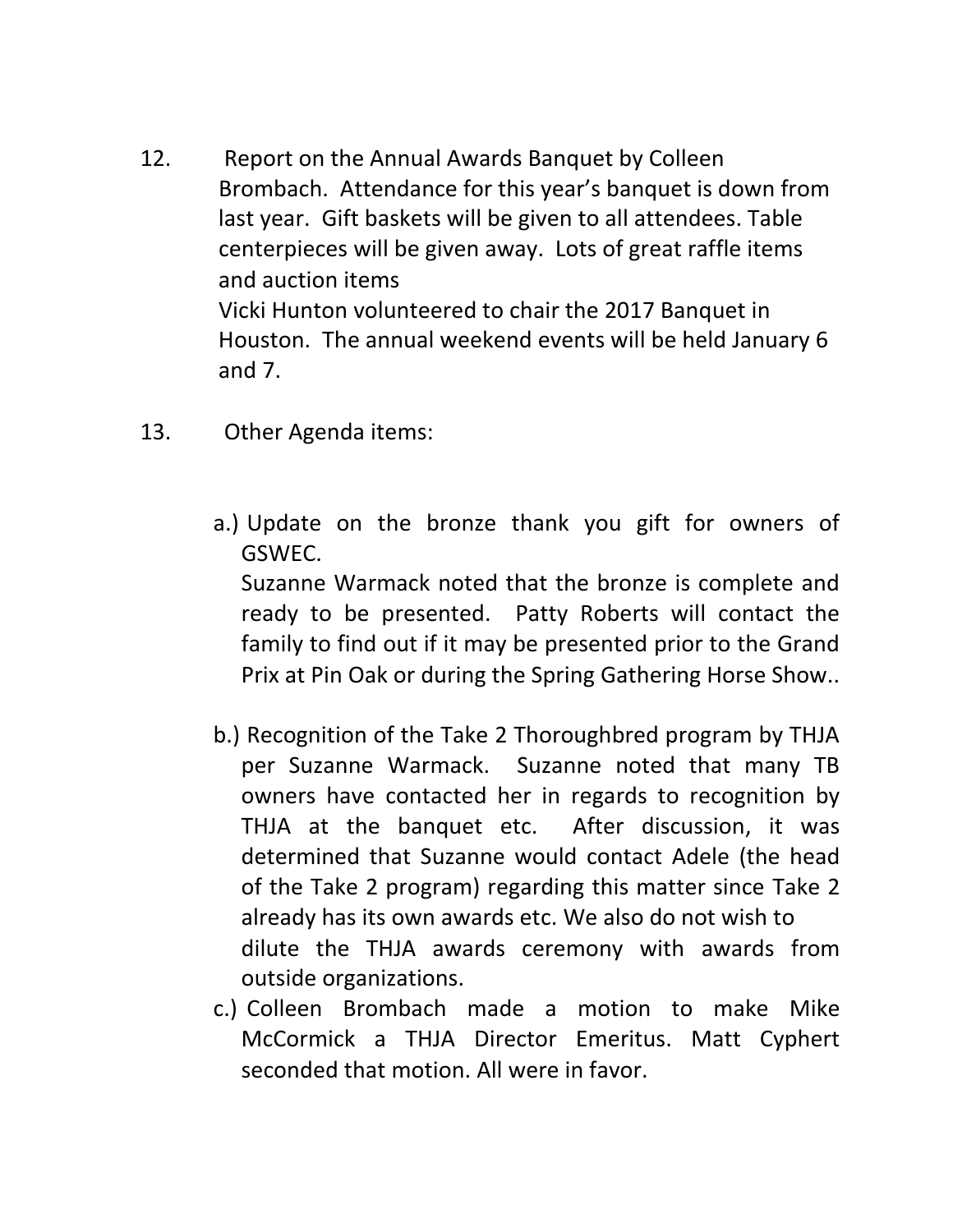12. Report on the Annual Awards Banquet by Colleen Brombach. Attendance for this year's banquet is down from last year. Gift baskets will be given to all attendees. Table centerpieces will be given away. Lots of great raffle items and auction items

    Vicki Hunton volunteered to chair the 2017 Banquet in Houston. The annual weekend events will be held January 6 and 7.

13. Other Agenda items:

    a.) Update on the bronze thank you gift for owners of GSWEC.
    Suzanne Warmack noted that the bronze is complete and ready to be presented. Patty Roberts will contact the family to find out if it may be presented prior to the Grand Prix at Pin Oak or during the Spring Gathering Horse Show..

    b.) Recognition of the Take 2 Thoroughbred program by THJA per Suzanne Warmack. Suzanne noted that many TB owners have contacted her in regards to recognition by THJA at the banquet etc. After discussion, it was determined that Suzanne would contact Adele (the head of the Take 2 program) regarding this matter since Take 2 already has its own awards etc. We also do not wish to dilute the THJA awards ceremony with awards from outside organizations.

    c.) Colleen Brombach made a motion to make Mike McCormick a THJA Director Emeritus. Matt Cyphert seconded that motion. All were in favor.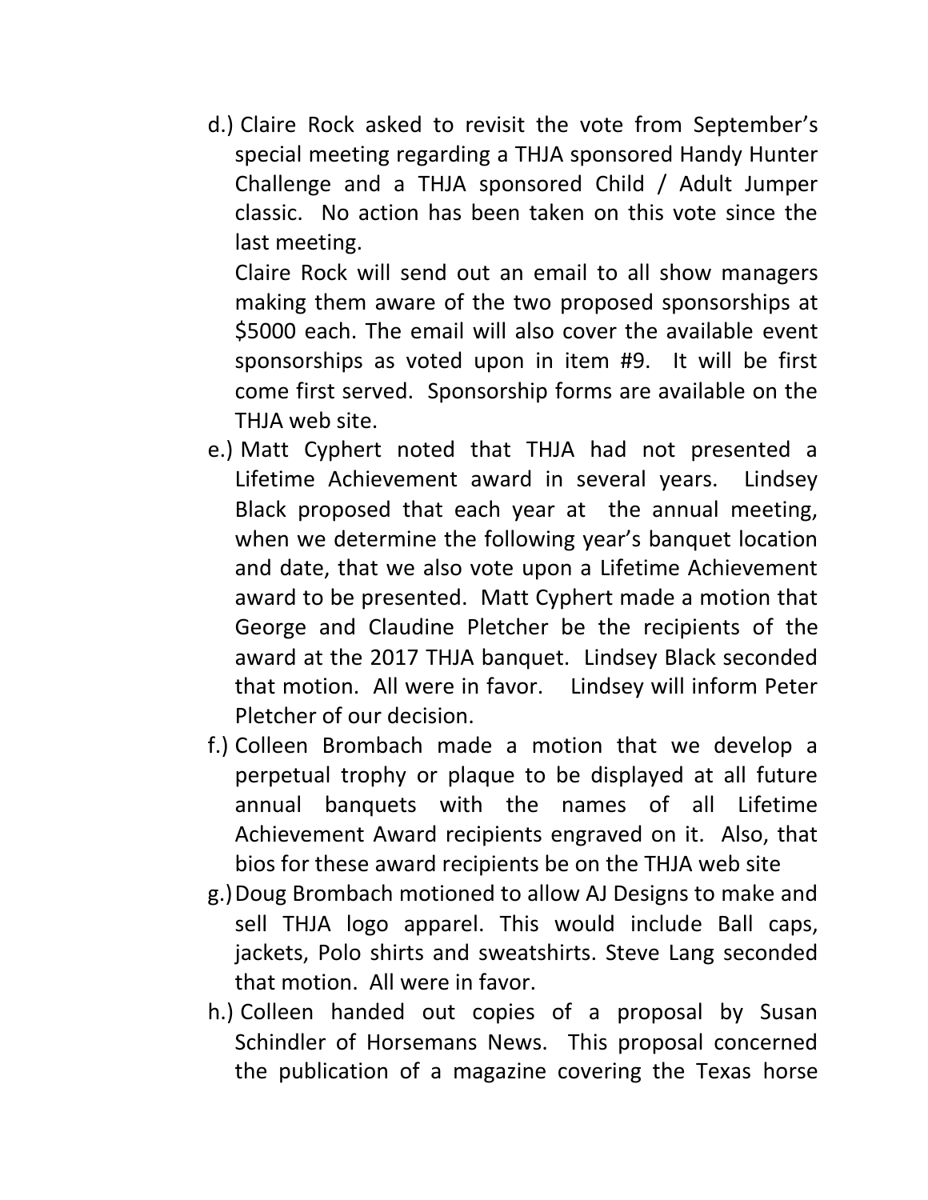d.) Claire Rock asked to revisit the vote from September's special meeting regarding a THJA sponsored Handy Hunter Challenge and a THJA sponsored Child / Adult Jumper classic. No action has been taken on this vote since the last meeting.

   Claire Rock will send out an email to all show managers making them aware of the two proposed sponsorships at $5000 each. The email will also cover the available event sponsorships as voted upon in item #9. It will be first come first served. Sponsorship forms are available on the THJA web site.

e.) Matt Cyphert noted that THJA had not presented a Lifetime Achievement award in several years. Lindsey Black proposed that each year at the annual meeting, when we determine the following year's banquet location and date, that we also vote upon a Lifetime Achievement award to be presented. Matt Cyphert made a motion that George and Claudine Pletcher be the recipients of the award at the 2017 THJA banquet. Lindsey Black seconded that motion. All were in favor. Lindsey will inform Peter Pletcher of our decision.

f.) Colleen Brombach made a motion that we develop a perpetual trophy or plaque to be displayed at all future annual banquets with the names of all Lifetime Achievement Award recipients engraved on it. Also, that bios for these award recipients be on the THJA web site

g.) Doug Brombach motioned to allow AJ Designs to make and sell THJA logo apparel. This would include Ball caps, jackets, Polo shirts and sweatshirts. Steve Lang seconded that motion. All were in favor.

h.) Colleen handed out copies of a proposal by Susan Schindler of Horsemans News. This proposal concerned the publication of a magazine covering the Texas horse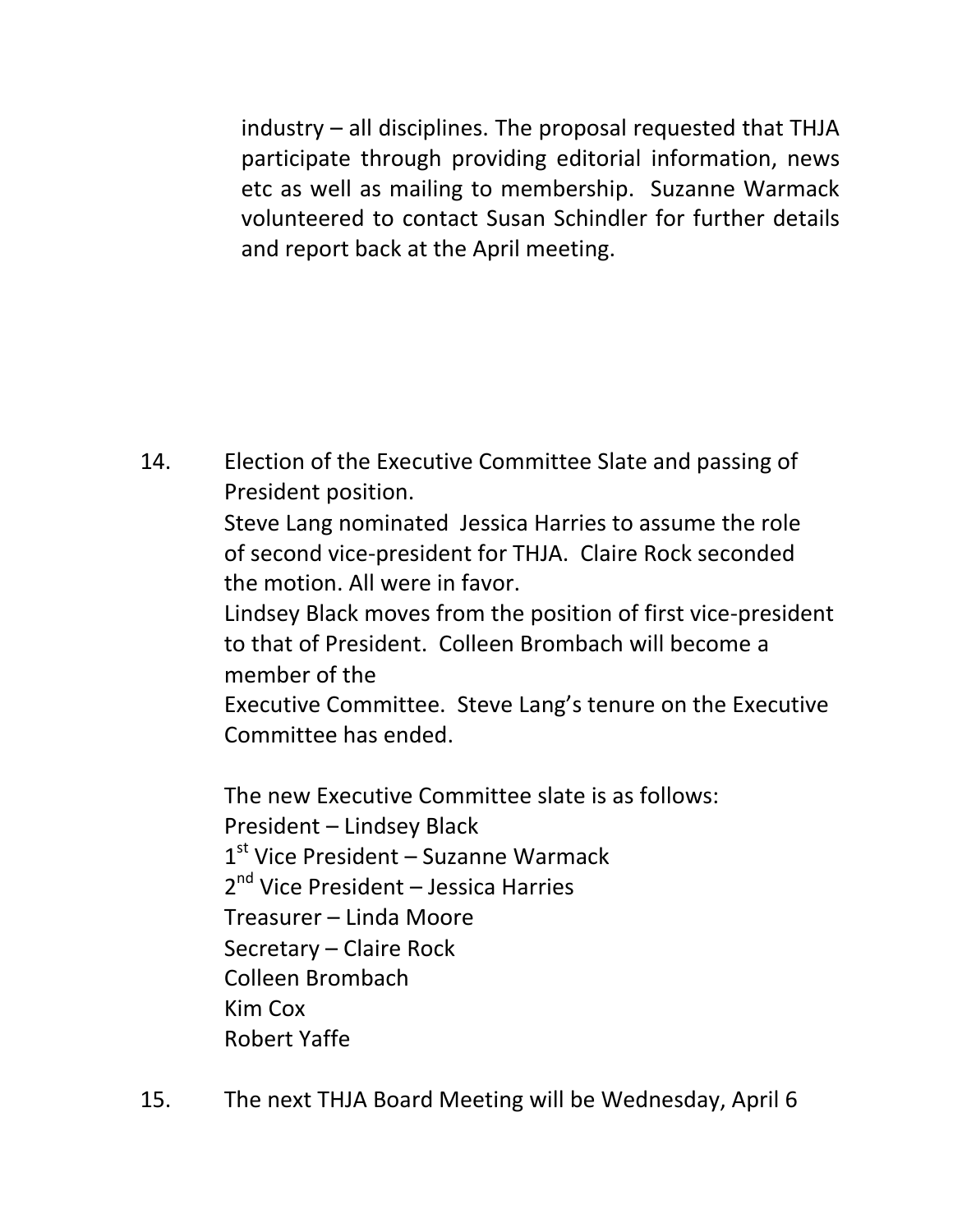industry – all disciplines. The proposal requested that THJA participate through providing editorial information, news etc as well as mailing to membership. Suzanne Warmack volunteered to contact Susan Schindler for further details and report back at the April meeting.

14. Election of the Executive Committee Slate and passing of President position.

    Steve Lang nominated Jessica Harries to assume the role of second vice-president for THJA. Claire Rock seconded the motion. All were in favor.

    Lindsey Black moves from the position of first vice-president to that of President. Colleen Brombach will become a member of the Executive Committee. Steve Lang's tenure on the Executive Committee has ended.

    The new Executive Committee slate is as follows:
    President – Lindsey Black
    1st Vice President – Suzanne Warmack
    2nd Vice President – Jessica Harries
    Treasurer – Linda Moore
    Secretary – Claire Rock
    Colleen Brombach
    Kim Cox
    Robert Yaffe

15. The next THJA Board Meeting will be Wednesday, April 6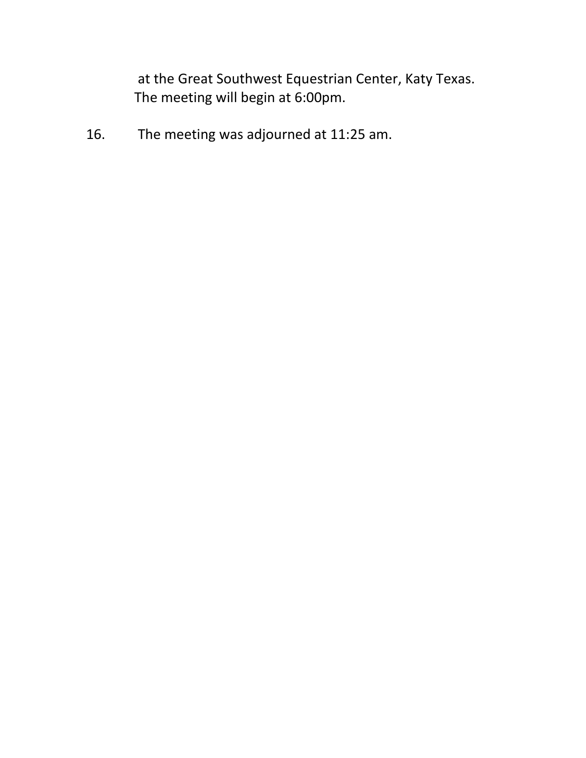at the Great Southwest Equestrian Center, Katy Texas.
The meeting will begin at 6:00pm.

16. The meeting was adjourned at 11:25 am.